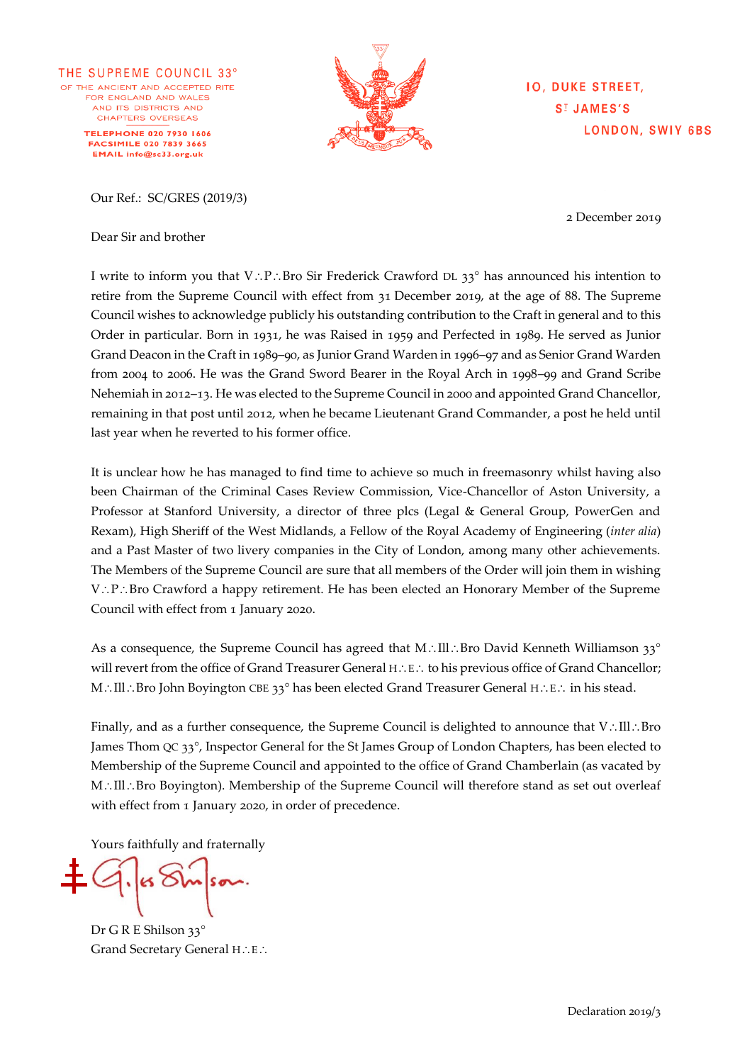THE SUPREME COUNCIL 33°
OF THE ANCIENT AND ACCEPTED RITE
FOR ENGLAND AND WALES
AND ITS DISTRICTS AND
CHAPTERS OVERSEAS

TELEPHONE 020 7930 1606
FACSIMILE 020 7839 3665
EMAIL info@sc33.org.uk

10, DUKE STREET,
ST JAMES'S
LONDON, SW1Y 6BS

Our Ref.: SC/GRES (2019/3)

2 December 2019

Dear Sir and brother

I write to inform you that V∴P∴Bro Sir Frederick Crawford DL 33° has announced his intention to retire from the Supreme Council with effect from 31 December 2019, at the age of 88. The Supreme Council wishes to acknowledge publicly his outstanding contribution to the Craft in general and to this Order in particular. Born in 1931, he was Raised in 1959 and Perfected in 1989. He served as Junior Grand Deacon in the Craft in 1989–90, as Junior Grand Warden in 1996–97 and as Senior Grand Warden from 2004 to 2006. He was the Grand Sword Bearer in the Royal Arch in 1998–99 and Grand Scribe Nehemiah in 2012–13. He was elected to the Supreme Council in 2000 and appointed Grand Chancellor, remaining in that post until 2012, when he became Lieutenant Grand Commander, a post he held until last year when he reverted to his former office.

It is unclear how he has managed to find time to achieve so much in freemasonry whilst having also been Chairman of the Criminal Cases Review Commission, Vice-Chancellor of Aston University, a Professor at Stanford University, a director of three plcs (Legal & General Group, PowerGen and Rexam), High Sheriff of the West Midlands, a Fellow of the Royal Academy of Engineering (*inter alia*) and a Past Master of two livery companies in the City of London, among many other achievements. The Members of the Supreme Council are sure that all members of the Order will join them in wishing V∴P∴Bro Crawford a happy retirement. He has been elected an Honorary Member of the Supreme Council with effect from 1 January 2020.

As a consequence, the Supreme Council has agreed that M∴Ill∴Bro David Kenneth Williamson 33° will revert from the office of Grand Treasurer General H∴E∴ to his previous office of Grand Chancellor; M∴Ill∴Bro John Boyington CBE 33° has been elected Grand Treasurer General H∴E∴ in his stead.

Finally, and as a further consequence, the Supreme Council is delighted to announce that V∴Ill∴Bro James Thom QC 33°, Inspector General for the St James Group of London Chapters, has been elected to Membership of the Supreme Council and appointed to the office of Grand Chamberlain (as vacated by M∴Ill∴Bro Boyington). Membership of the Supreme Council will therefore stand as set out overleaf with effect from 1 January 2020, in order of precedence.

Yours faithfully and fraternally

Dr G R E Shilson 33°
Grand Secretary General H∴E∴

Declaration 2019/3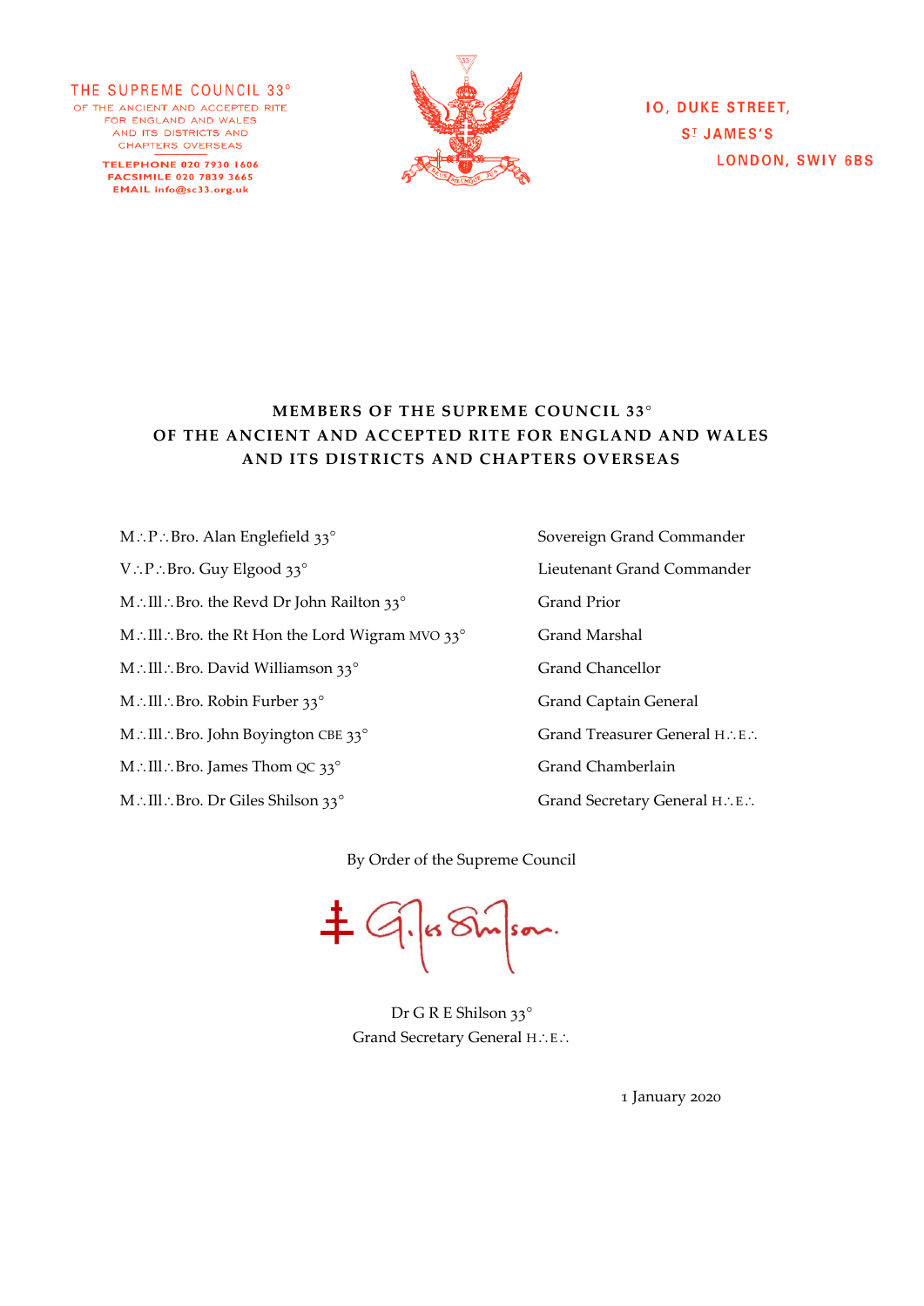THE SUPREME COUNCIL 33°
OF THE ANCIENT AND ACCEPTED RITE
FOR ENGLAND AND WALES
AND ITS DISTRICTS AND
CHAPTERS OVERSEAS

TELEPHONE 020 7930 1606
FACSIMILE 020 7839 3665
EMAIL info@sc33.org.uk

10, DUKE STREET,
ST JAMES'S
LONDON, SW1Y 6BS

## MEMBERS OF THE SUPREME COUNCIL 33°
## OF THE ANCIENT AND ACCEPTED RITE FOR ENGLAND AND WALES
## AND ITS DISTRICTS AND CHAPTERS OVERSEAS

| | |
|---|---|
| M∴P∴Bro. Alan Englefield 33° | Sovereign Grand Commander |
| V∴P∴Bro. Guy Elgood 33° | Lieutenant Grand Commander |
| M∴Ill∴Bro. the Revd Dr John Railton 33° | Grand Prior |
| M∴Ill∴Bro. the Rt Hon the Lord Wigram MVO 33° | Grand Marshal |
| M∴Ill∴Bro. David Williamson 33° | Grand Chancellor |
| M∴Ill∴Bro. Robin Furber 33° | Grand Captain General |
| M∴Ill∴Bro. John Boyington CBE 33° | Grand Treasurer General H∴E∴ |
| M∴Ill∴Bro. James Thom QC 33° | Grand Chamberlain |
| M∴Ill∴Bro. Dr Giles Shilson 33° | Grand Secretary General H∴E∴ |

By Order of the Supreme Council

‡ Giles Shilson.

Dr G R E Shilson 33°
Grand Secretary General H∴E∴

1 January 2020